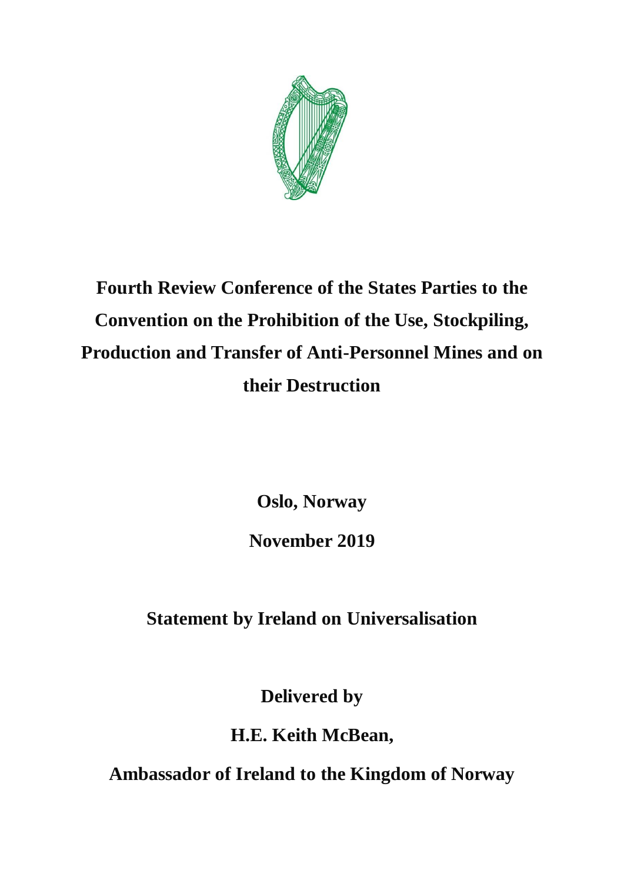# Fourth Review Conference of the States Parties to the Convention on the Prohibition of the Use, Stockpiling, Production and Transfer of Anti-Personnel Mines and on their Destruction

**Oslo, Norway**

**November 2019**

## Statement by Ireland on Universalisation

**Delivered by**

**H.E. Keith McBean,**

**Ambassador of Ireland to the Kingdom of Norway**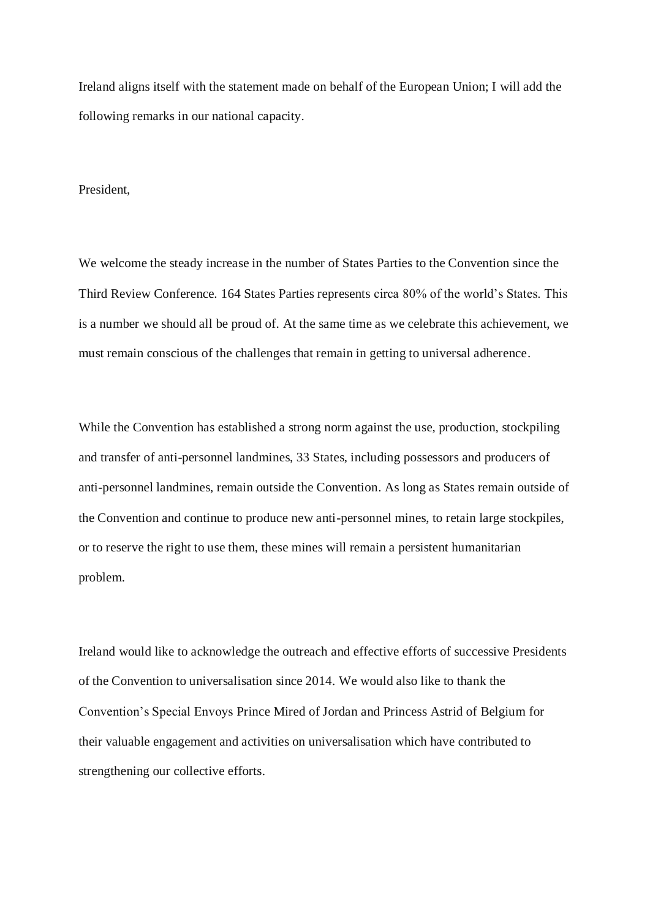Ireland aligns itself with the statement made on behalf of the European Union; I will add the following remarks in our national capacity.

President,

We welcome the steady increase in the number of States Parties to the Convention since the Third Review Conference. 164 States Parties represents circa 80% of the world's States. This is a number we should all be proud of. At the same time as we celebrate this achievement, we must remain conscious of the challenges that remain in getting to universal adherence.

While the Convention has established a strong norm against the use, production, stockpiling and transfer of anti-personnel landmines, 33 States, including possessors and producers of anti-personnel landmines, remain outside the Convention. As long as States remain outside of the Convention and continue to produce new anti-personnel mines, to retain large stockpiles, or to reserve the right to use them, these mines will remain a persistent humanitarian problem.

Ireland would like to acknowledge the outreach and effective efforts of successive Presidents of the Convention to universalisation since 2014. We would also like to thank the Convention's Special Envoys Prince Mired of Jordan and Princess Astrid of Belgium for their valuable engagement and activities on universalisation which have contributed to strengthening our collective efforts.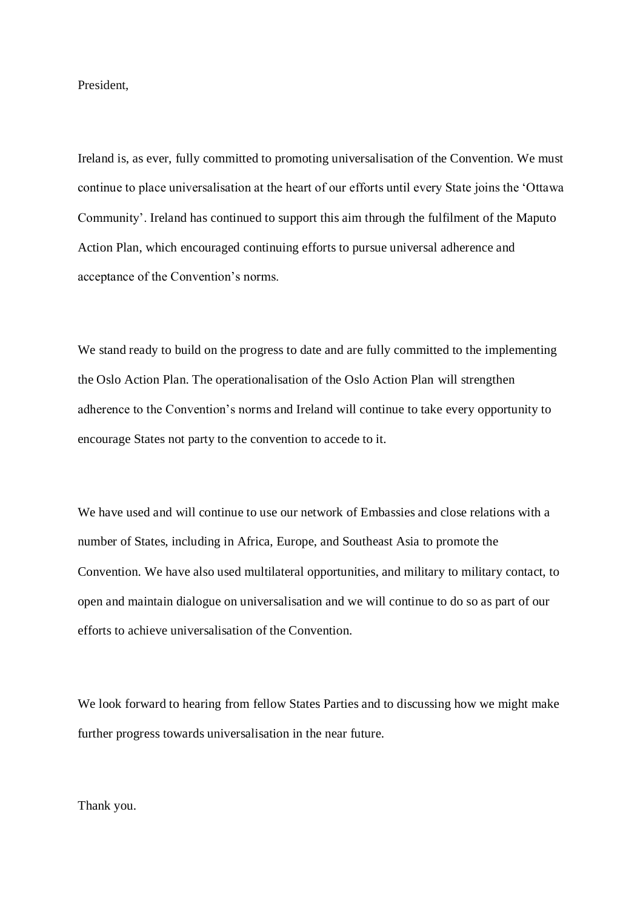President,

Ireland is, as ever, fully committed to promoting universalisation of the Convention. We must continue to place universalisation at the heart of our efforts until every State joins the 'Ottawa Community'. Ireland has continued to support this aim through the fulfilment of the Maputo Action Plan, which encouraged continuing efforts to pursue universal adherence and acceptance of the Convention's norms.

We stand ready to build on the progress to date and are fully committed to the implementing the Oslo Action Plan. The operationalisation of the Oslo Action Plan will strengthen adherence to the Convention's norms and Ireland will continue to take every opportunity to encourage States not party to the convention to accede to it.

We have used and will continue to use our network of Embassies and close relations with a number of States, including in Africa, Europe, and Southeast Asia to promote the Convention. We have also used multilateral opportunities, and military to military contact, to open and maintain dialogue on universalisation and we will continue to do so as part of our efforts to achieve universalisation of the Convention.

We look forward to hearing from fellow States Parties and to discussing how we might make further progress towards universalisation in the near future.

Thank you.